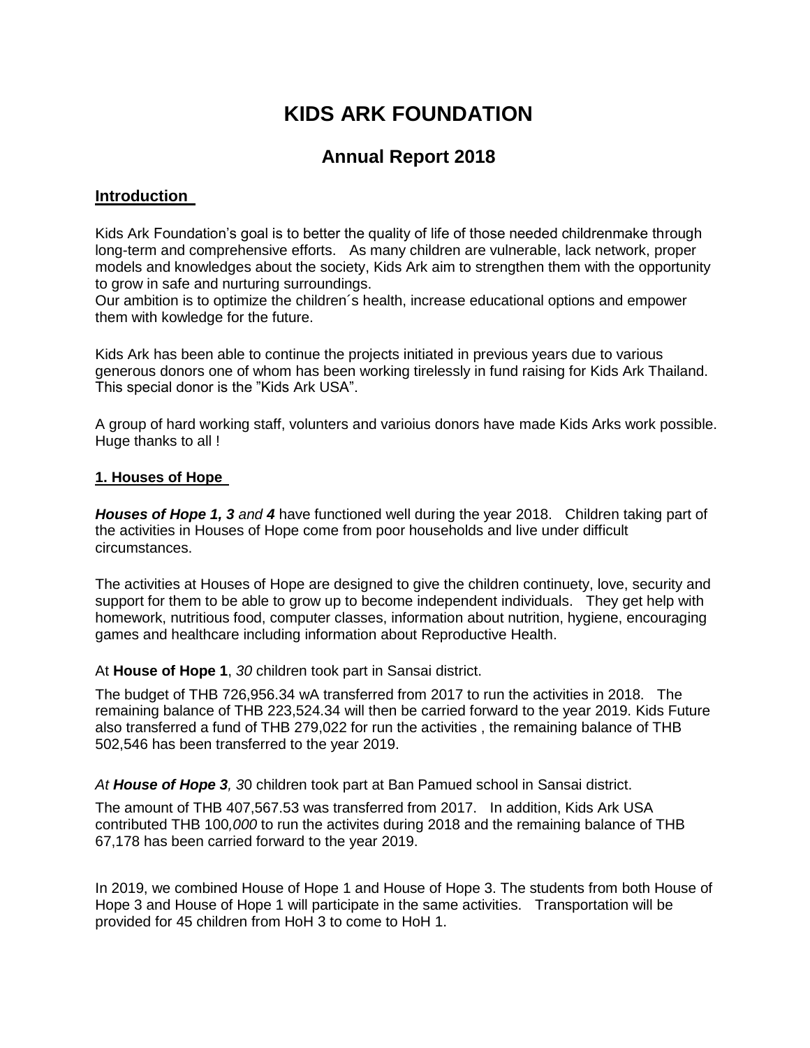# KIDS ARK FOUNDATION

## Annual Report 2018

### Introduction

Kids Ark Foundation's goal is to better the quality of life of those needed childrenmake through long-term and comprehensive efforts. As many children are vulnerable, lack network, proper models and knowledges about the society, Kids Ark aim to strengthen them with the opportunity to grow in safe and nurturing surroundings.
Our ambition is to optimize the children´s health, increase educational options and empower them with kowledge for the future.

Kids Ark has been able to continue the projects initiated in previous years due to various generous donors one of whom has been working tirelessly in fund raising for Kids Ark Thailand. This special donor is the "Kids Ark USA".

A group of hard working staff, volunters and varioius donors have made Kids Arks work possible. Huge thanks to all !

### 1. Houses of Hope

***Houses of Hope 1, 3*** *and* ***4*** have functioned well during the year 2018. Children taking part of the activities in Houses of Hope come from poor households and live under difficult circumstances.

The activities at Houses of Hope are designed to give the children continuety, love, security and support for them to be able to grow up to become independent individuals. They get help with homework, nutritious food, computer classes, information about nutrition, hygiene, encouraging games and healthcare including information about Reproductive Health.

At **House of Hope 1**, *30* children took part in Sansai district.

The budget of THB 726,956.34 wA transferred from 2017 to run the activities in 2018. The remaining balance of THB 223,524.34 will then be carried forward to the year 2019. Kids Future also transferred a fund of THB 279,022 for run the activities , the remaining balance of THB 502,546 has been transferred to the year 2019.

*At* ***House of Hope 3****, 3*0 children took part at Ban Pamued school in Sansai district.

The amount of THB 407,567.53 was transferred from 2017. In addition, Kids Ark USA contributed THB 100*,000* to run the activites during 2018 and the remaining balance of THB 67,178 has been carried forward to the year 2019.

In 2019, we combined House of Hope 1 and House of Hope 3. The students from both House of Hope 3 and House of Hope 1 will participate in the same activities. Transportation will be provided for 45 children from HoH 3 to come to HoH 1.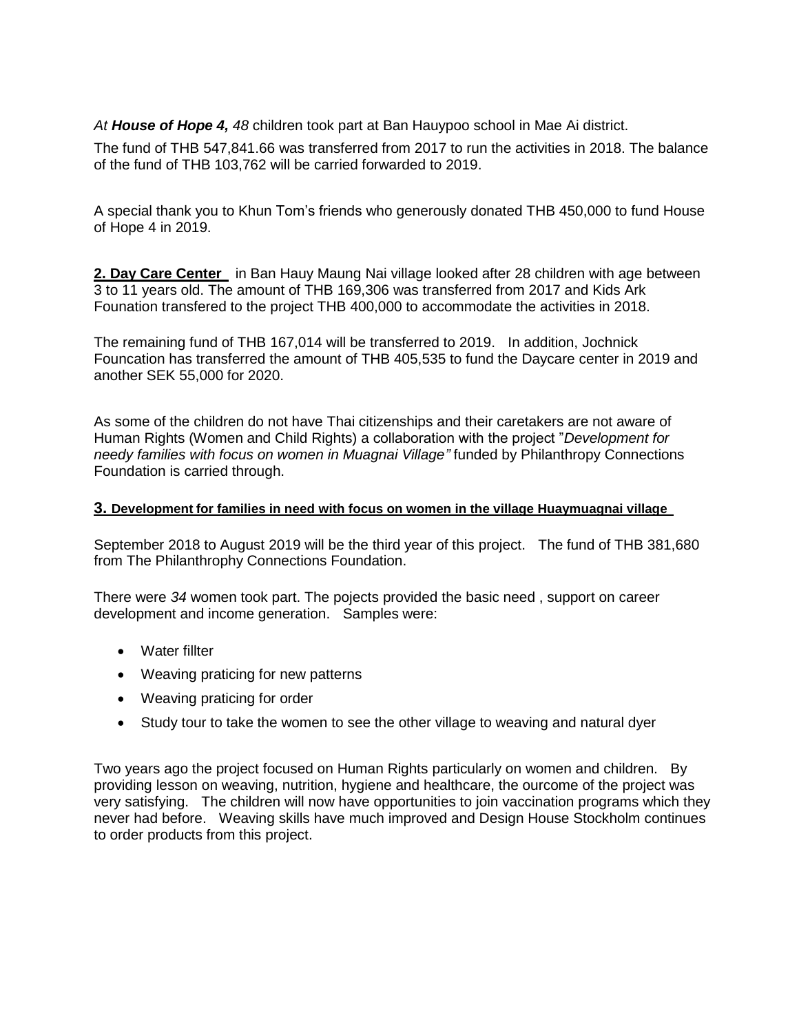*At **House of Hope 4,** 48* children took part at Ban Hauypoo school in Mae Ai district.

The fund of THB 547,841.66 was transferred from 2017 to run the activities in 2018. The balance of the fund of THB 103,762 will be carried forwarded to 2019.

A special thank you to Khun Tom's friends who generously donated THB 450,000 to fund House of Hope 4 in 2019.

**2. Day Care Center** in Ban Hauy Maung Nai village looked after 28 children with age between 3 to 11 years old. The amount of THB 169,306 was transferred from 2017 and Kids Ark Founation transfered to the project THB 400,000 to accommodate the activities in 2018.

The remaining fund of THB 167,014 will be transferred to 2019. In addition, Jochnick Founcation has transferred the amount of THB 405,535 to fund the Daycare center in 2019 and another SEK 55,000 for 2020.

As some of the children do not have Thai citizenships and their caretakers are not aware of Human Rights (Women and Child Rights) a collaboration with the project "*Development for needy families with focus on women in Muagnai Village"* funded by Philanthropy Connections Foundation is carried through.

### 3. Development for families in need with focus on women in the village Huaymuagnai village

September 2018 to August 2019 will be the third year of this project. The fund of THB 381,680 from The Philanthrophy Connections Foundation.

There were *34* women took part. The pojects provided the basic need , support on career development and income generation. Samples were:

- Water fillter
- Weaving praticing for new patterns
- Weaving praticing for order
- Study tour to take the women to see the other village to weaving and natural dyer

Two years ago the project focused on Human Rights particularly on women and children. By providing lesson on weaving, nutrition, hygiene and healthcare, the ourcome of the project was very satisfying. The children will now have opportunities to join vaccination programs which they never had before. Weaving skills have much improved and Design House Stockholm continues to order products from this project.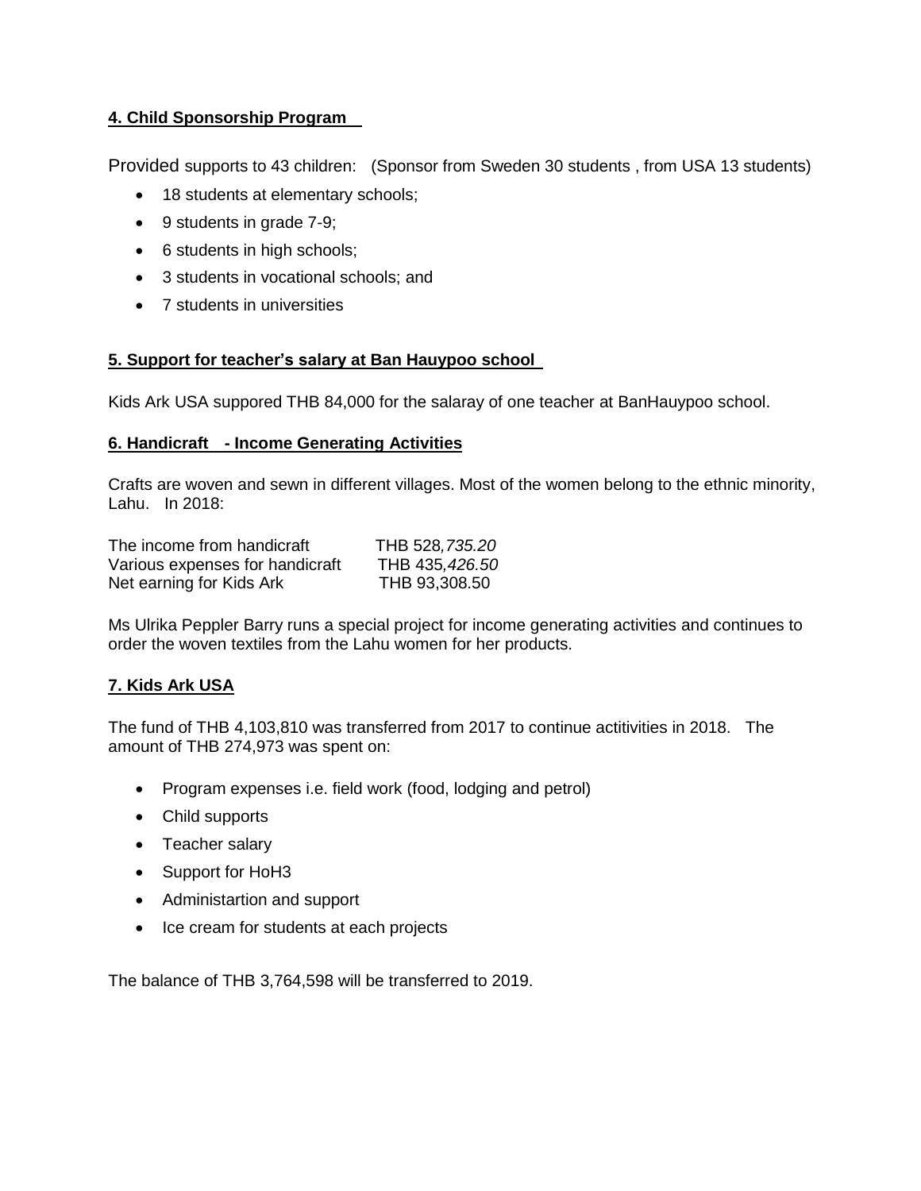**4. Child Sponsorship Program**

Provided supports to 43 children: (Sponsor from Sweden 30 students , from USA 13 students)

- 18 students at elementary schools;
- 9 students in grade 7-9;
- 6 students in high schools;
- 3 students in vocational schools; and
- 7 students in universities

**5. Support for teacher's salary at Ban Hauypoo school**

Kids Ark USA suppored THB 84,000 for the salaray of one teacher at BanHauypoo school.

**6. Handicraft - Income Generating Activities**

Crafts are woven and sewn in different villages. Most of the women belong to the ethnic minority, Lahu. In 2018:

| | |
|---|---|
| The income from handicraft | THB 528,735.20 |
| Various expenses for handicraft | THB 435,426.50 |
| Net earning for Kids Ark | THB 93,308.50 |

Ms Ulrika Peppler Barry runs a special project for income generating activities and continues to order the woven textiles from the Lahu women for her products.

**7. Kids Ark USA**

The fund of THB 4,103,810 was transferred from 2017 to continue actitivities in 2018. The amount of THB 274,973 was spent on:

- Program expenses i.e. field work (food, lodging and petrol)
- Child supports
- Teacher salary
- Support for HoH3
- Administartion and support
- Ice cream for students at each projects

The balance of THB 3,764,598 will be transferred to 2019.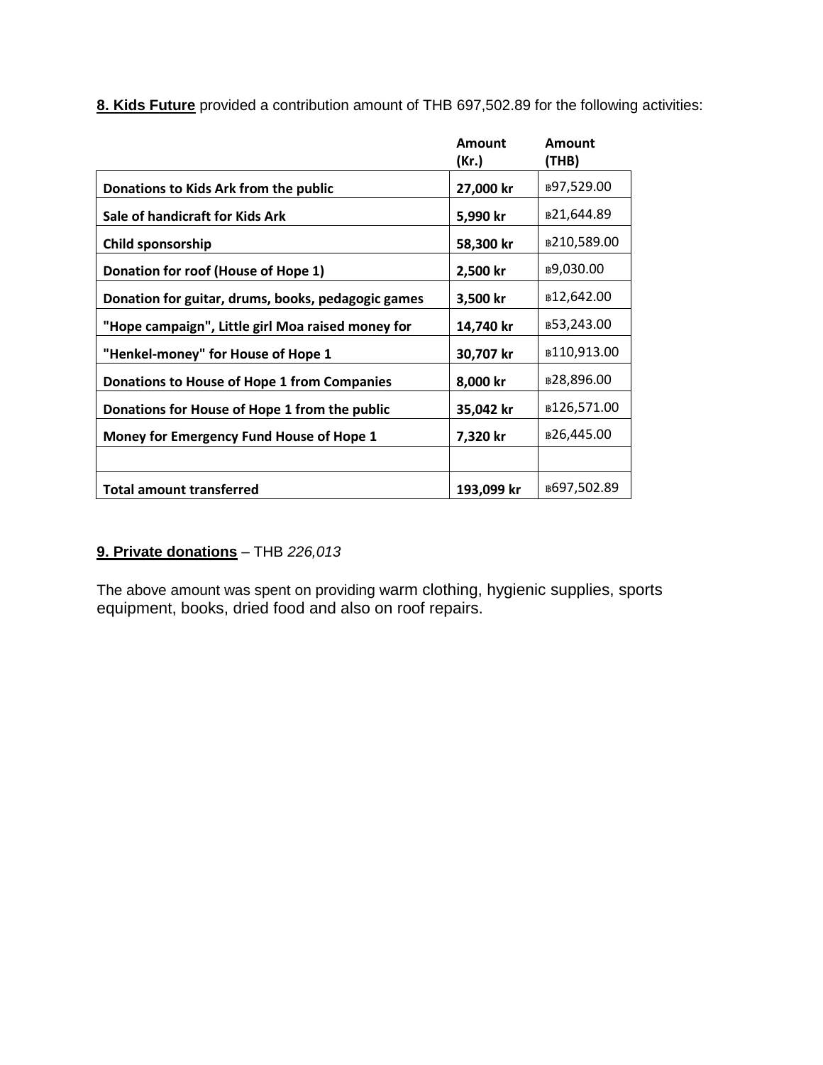**8. Kids Future** provided a contribution amount of THB 697,502.89 for the following activities:

| | Amount (Kr.) | Amount (THB) |
|---|---|---|
| **Donations to Kids Ark from the public** | **27,000 kr** | ฿97,529.00 |
| **Sale of handicraft for Kids Ark** | **5,990 kr** | ฿21,644.89 |
| **Child sponsorship** | **58,300 kr** | ฿210,589.00 |
| **Donation for roof (House of Hope 1)** | **2,500 kr** | ฿9,030.00 |
| **Donation for guitar, drums, books, pedagogic games** | **3,500 kr** | ฿12,642.00 |
| **"Hope campaign", Little girl Moa raised money for** | **14,740 kr** | ฿53,243.00 |
| **"Henkel-money" for House of Hope 1** | **30,707 kr** | ฿110,913.00 |
| **Donations to House of Hope 1 from Companies** | **8,000 kr** | ฿28,896.00 |
| **Donations for House of Hope 1 from the public** | **35,042 kr** | ฿126,571.00 |
| **Money for Emergency Fund House of Hope 1** | **7,320 kr** | ฿26,445.00 |
| | | |
| **Total amount transferred** | **193,099 kr** | ฿697,502.89 |

**9. Private donations** – THB *226,013*

The above amount was spent on providing warm clothing, hygienic supplies, sports equipment, books, dried food and also on roof repairs.